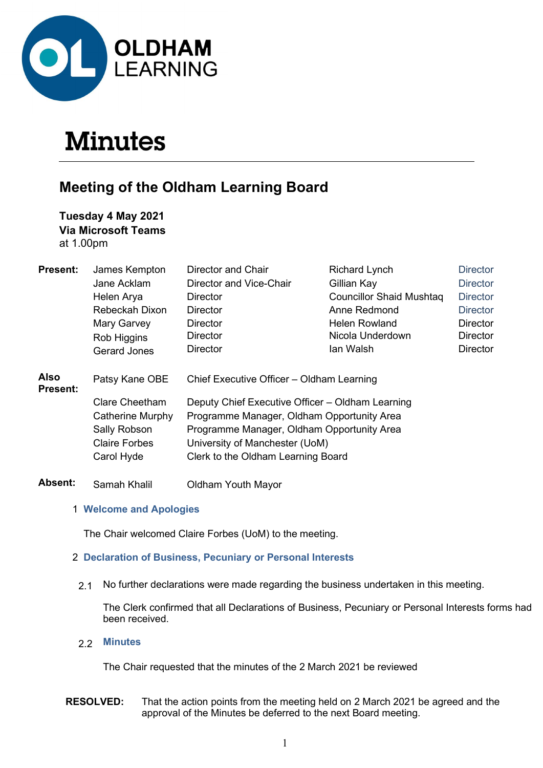OLDHAM LEARNING

# Minutes

## Meeting of the Oldham Learning Board

**Tuesday 4 May 2021**
**Via Microsoft Teams**
at 1.00pm

| **Present:** | James Kempton | Director and Chair | Richard Lynch | Director |
|---|---|---|---|---|
| | Jane Acklam | Director and Vice-Chair | Gillian Kay | Director |
| | Helen Arya | Director | Councillor Shaid Mushtaq | Director |
| | Rebeckah Dixon | Director | Anne Redmond | Director |
| | Mary Garvey | Director | Helen Rowland | Director |
| | Rob Higgins | Director | Nicola Underdown | Director |
| | Gerard Jones | Director | Ian Walsh | Director |

| **Also Present:** | Patsy Kane OBE | Chief Executive Officer – Oldham Learning |
|---|---|---|
| | Clare Cheetham | Deputy Chief Executive Officer – Oldham Learning |
| | Catherine Murphy | Programme Manager, Oldham Opportunity Area |
| | Sally Robson | Programme Manager, Oldham Opportunity Area |
| | Claire Forbes | University of Manchester (UoM) |
| | Carol Hyde | Clerk to the Oldham Learning Board |

| **Absent:** | Samah Khalil | Oldham Youth Mayor |
|---|---|---|

### 1 Welcome and Apologies

The Chair welcomed Claire Forbes (UoM) to the meeting.

### 2 Declaration of Business, Pecuniary or Personal Interests

2.1 No further declarations were made regarding the business undertaken in this meeting.

The Clerk confirmed that all Declarations of Business, Pecuniary or Personal Interests forms had been received.

#### 2.2 Minutes

The Chair requested that the minutes of the 2 March 2021 be reviewed

**RESOLVED:** That the action points from the meeting held on 2 March 2021 be agreed and the approval of the Minutes be deferred to the next Board meeting.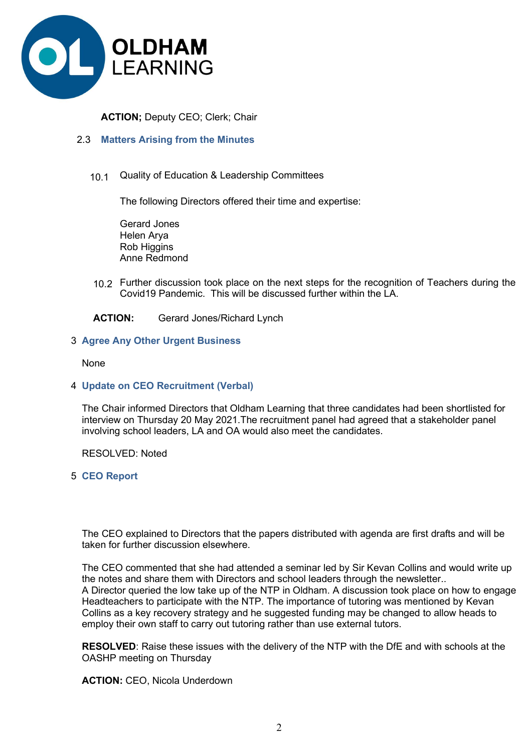**ACTION;** Deputy CEO; Clerk; Chair

## 2.3 Matters Arising from the Minutes

10.1 Quality of Education & Leadership Committees

The following Directors offered their time and expertise:

Gerard Jones
Helen Arya
Rob Higgins
Anne Redmond

10.2 Further discussion took place on the next steps for the recognition of Teachers during the Covid19 Pandemic. This will be discussed further within the LA.

**ACTION:** Gerard Jones/Richard Lynch

## 3 Agree Any Other Urgent Business

None

## 4 Update on CEO Recruitment (Verbal)

The Chair informed Directors that Oldham Learning that three candidates had been shortlisted for interview on Thursday 20 May 2021.The recruitment panel had agreed that a stakeholder panel involving school leaders, LA and OA would also meet the candidates.

RESOLVED: Noted

## 5 CEO Report

The CEO explained to Directors that the papers distributed with agenda are first drafts and will be taken for further discussion elsewhere.

The CEO commented that she had attended a seminar led by Sir Kevan Collins and would write up the notes and share them with Directors and school leaders through the newsletter..
A Director queried the low take up of the NTP in Oldham. A discussion took place on how to engage Headteachers to participate with the NTP. The importance of tutoring was mentioned by Kevan Collins as a key recovery strategy and he suggested funding may be changed to allow heads to employ their own staff to carry out tutoring rather than use external tutors.

**RESOLVED**: Raise these issues with the delivery of the NTP with the DfE and with schools at the OASHP meeting on Thursday

**ACTION:** CEO, Nicola Underdown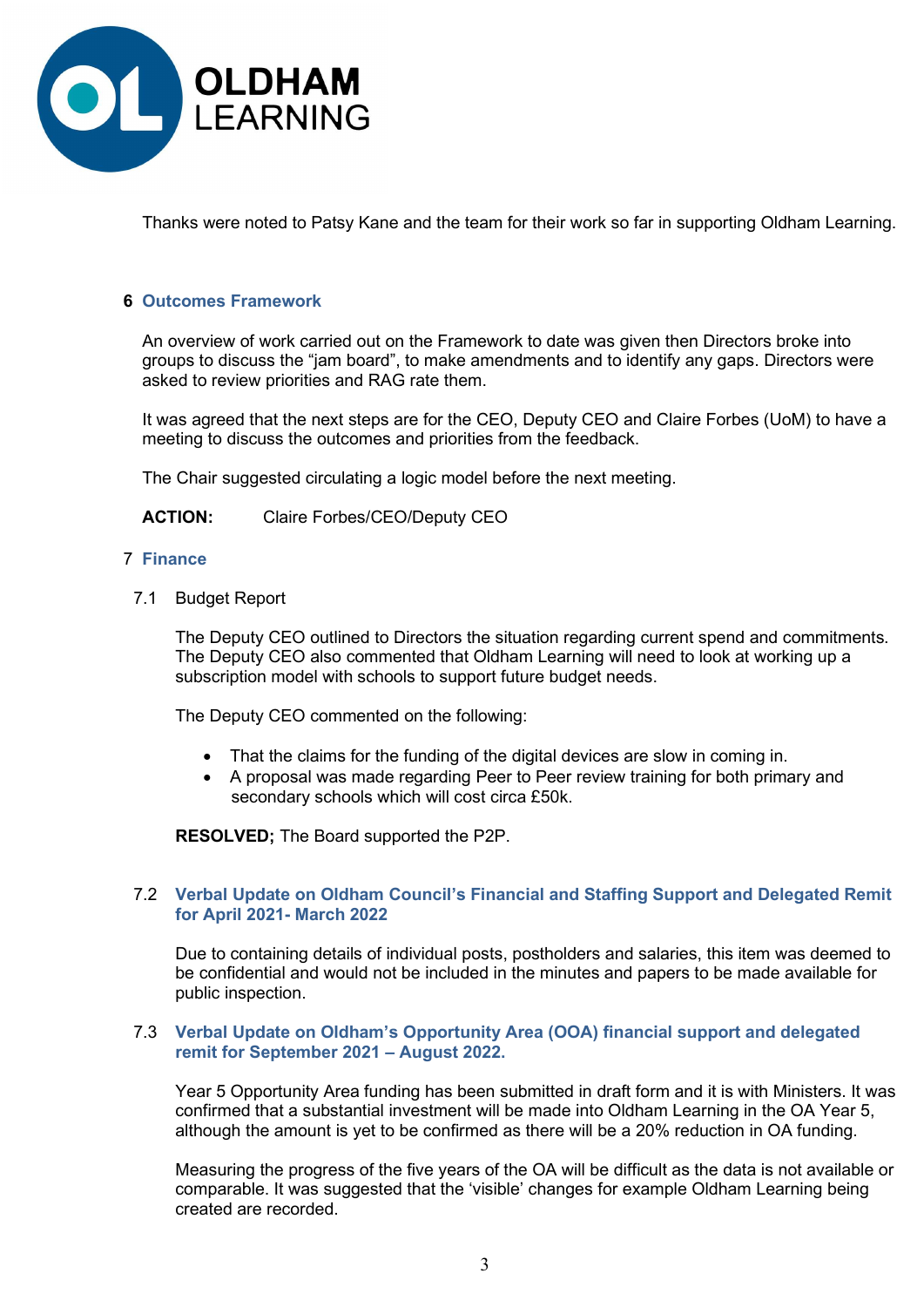Thanks were noted to Patsy Kane and the team for their work so far in supporting Oldham Learning.

## 6 Outcomes Framework

An overview of work carried out on the Framework to date was given then Directors broke into groups to discuss the “jam board”, to make amendments and to identify any gaps. Directors were asked to review priorities and RAG rate them.

It was agreed that the next steps are for the CEO, Deputy CEO and Claire Forbes (UoM) to have a meeting to discuss the outcomes and priorities from the feedback.

The Chair suggested circulating a logic model before the next meeting.

**ACTION:** Claire Forbes/CEO/Deputy CEO

## 7 Finance

### 7.1 Budget Report

The Deputy CEO outlined to Directors the situation regarding current spend and commitments. The Deputy CEO also commented that Oldham Learning will need to look at working up a subscription model with schools to support future budget needs.

The Deputy CEO commented on the following:

- That the claims for the funding of the digital devices are slow in coming in.
- A proposal was made regarding Peer to Peer review training for both primary and secondary schools which will cost circa £50k.

**RESOLVED;** The Board supported the P2P.

### 7.2 Verbal Update on Oldham Council’s Financial and Staffing Support and Delegated Remit for April 2021- March 2022

Due to containing details of individual posts, postholders and salaries, this item was deemed to be confidential and would not be included in the minutes and papers to be made available for public inspection.

### 7.3 Verbal Update on Oldham’s Opportunity Area (OOA) financial support and delegated remit for September 2021 – August 2022.

Year 5 Opportunity Area funding has been submitted in draft form and it is with Ministers. It was confirmed that a substantial investment will be made into Oldham Learning in the OA Year 5, although the amount is yet to be confirmed as there will be a 20% reduction in OA funding.

Measuring the progress of the five years of the OA will be difficult as the data is not available or comparable. It was suggested that the ‘visible’ changes for example Oldham Learning being created are recorded.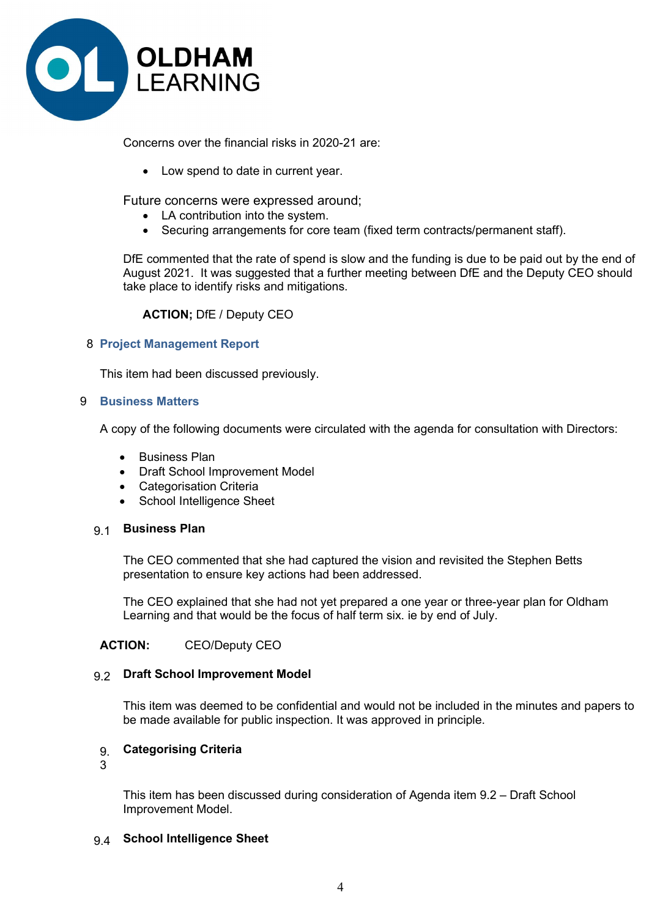Concerns over the financial risks in 2020-21 are:

- Low spend to date in current year.

Future concerns were expressed around;

- LA contribution into the system.
- Securing arrangements for core team (fixed term contracts/permanent staff).

DfE commented that the rate of spend is slow and the funding is due to be paid out by the end of August 2021. It was suggested that a further meeting between DfE and the Deputy CEO should take place to identify risks and mitigations.

**ACTION;** DfE / Deputy CEO

## 8 Project Management Report

This item had been discussed previously.

## 9 Business Matters

A copy of the following documents were circulated with the agenda for consultation with Directors:

- Business Plan
- Draft School Improvement Model
- Categorisation Criteria
- School Intelligence Sheet

### 9.1 Business Plan

The CEO commented that she had captured the vision and revisited the Stephen Betts presentation to ensure key actions had been addressed.

The CEO explained that she had not yet prepared a one year or three-year plan for Oldham Learning and that would be the focus of half term six. ie by end of July.

**ACTION:** CEO/Deputy CEO

### 9.2 Draft School Improvement Model

This item was deemed to be confidential and would not be included in the minutes and papers to be made available for public inspection. It was approved in principle.

### 9.3 Categorising Criteria

This item has been discussed during consideration of Agenda item 9.2 – Draft School Improvement Model.

### 9.4 School Intelligence Sheet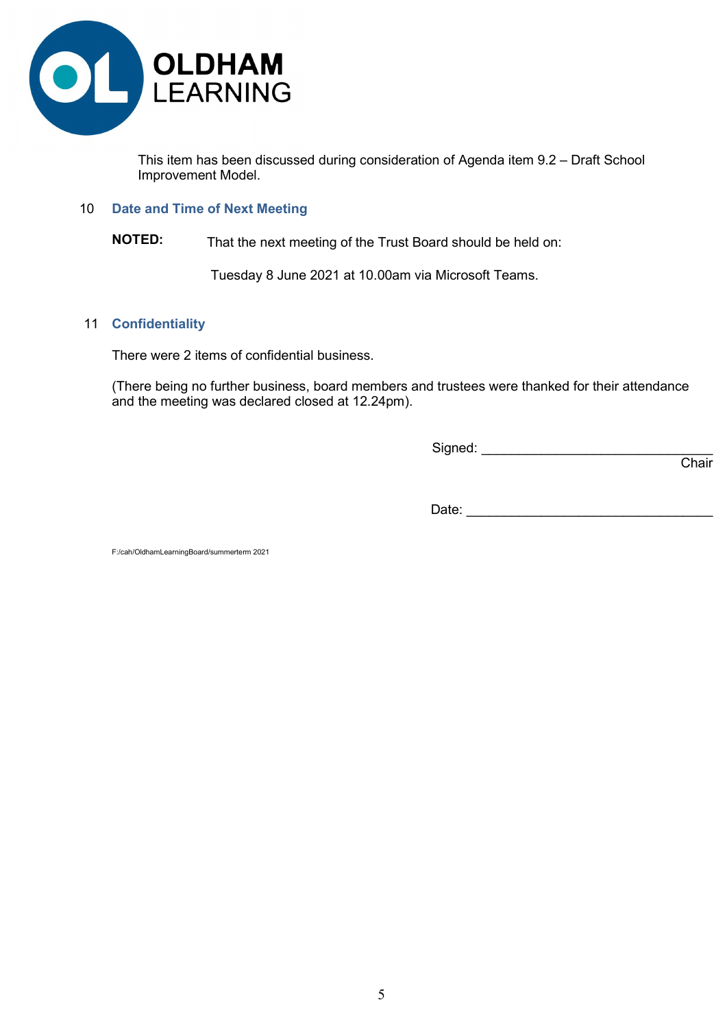This item has been discussed during consideration of Agenda item 9.2 – Draft School Improvement Model.

## 10 Date and Time of Next Meeting

**NOTED:** That the next meeting of the Trust Board should be held on:

Tuesday 8 June 2021 at 10.00am via Microsoft Teams.

## 11 Confidentiality

There were 2 items of confidential business.

(There being no further business, board members and trustees were thanked for their attendance and the meeting was declared closed at 12.24pm).

Signed: ________________________________
Chair

Date: ________________________________

F:/cah/OldhamLearningBoard/summerterm 2021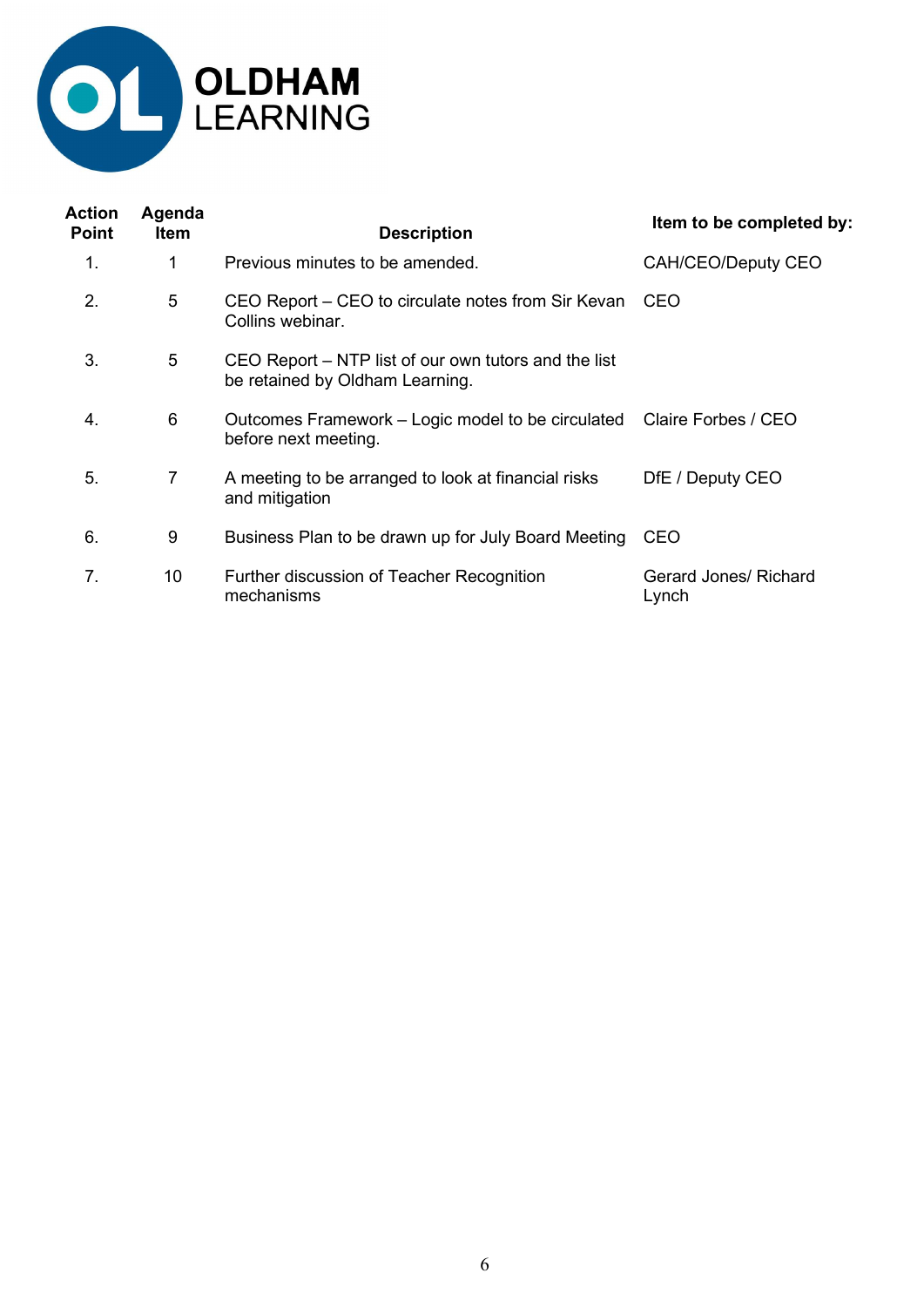**OLDHAM LEARNING**

| Action Point | Agenda Item | Description | Item to be completed by: |
|---|---|---|---|
| 1. | 1 | Previous minutes to be amended. | CAH/CEO/Deputy CEO |
| 2. | 5 | CEO Report – CEO to circulate notes from Sir Kevan Collins webinar. | CEO |
| 3. | 5 | CEO Report – NTP list of our own tutors and the list be retained by Oldham Learning. | |
| 4. | 6 | Outcomes Framework – Logic model to be circulated before next meeting. | Claire Forbes / CEO |
| 5. | 7 | A meeting to be arranged to look at financial risks and mitigation | DfE / Deputy CEO |
| 6. | 9 | Business Plan to be drawn up for July Board Meeting | CEO |
| 7. | 10 | Further discussion of Teacher Recognition mechanisms | Gerard Jones/ Richard Lynch |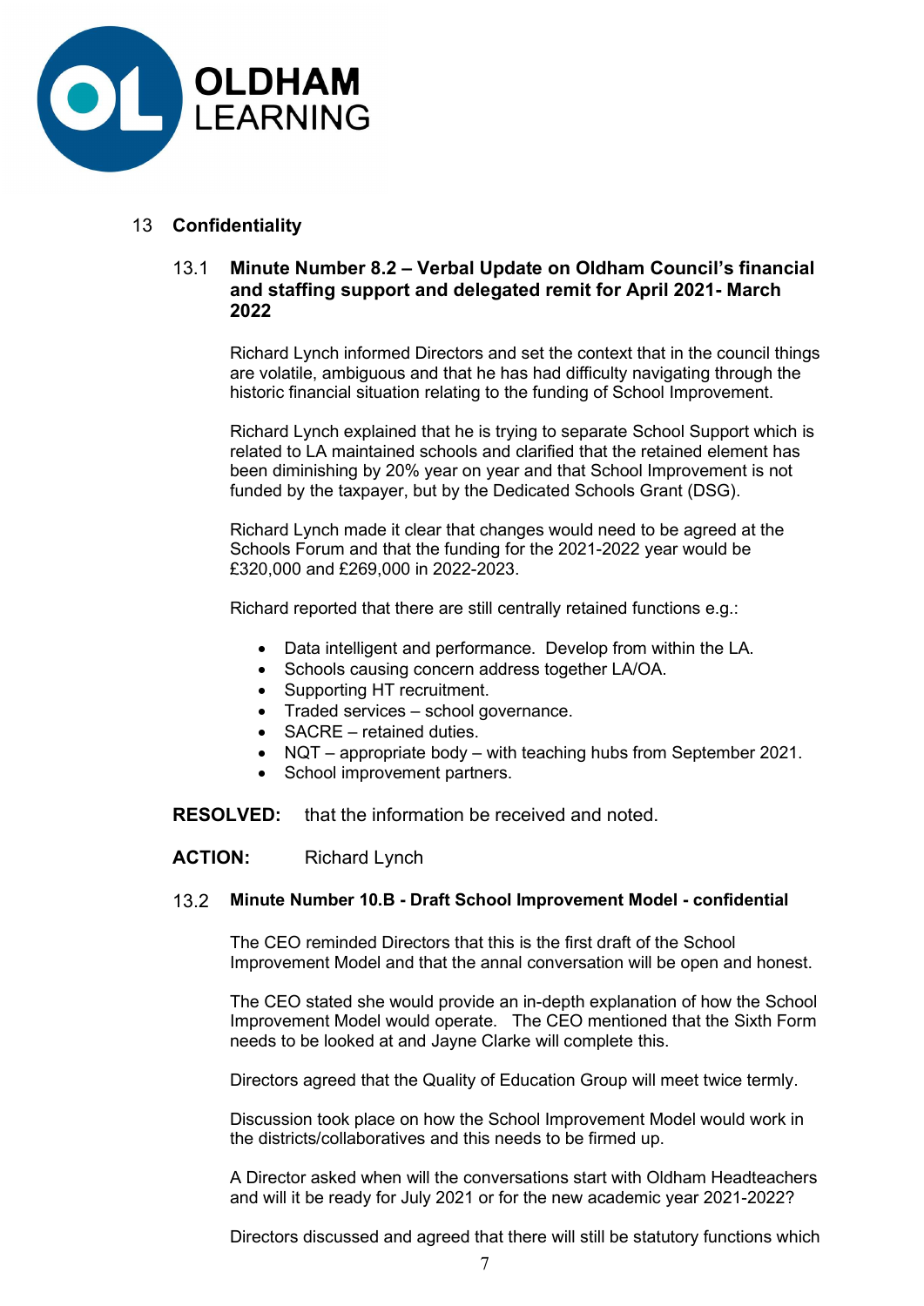## 13 Confidentiality

### 13.1 Minute Number 8.2 – Verbal Update on Oldham Council's financial and staffing support and delegated remit for April 2021- March 2022

Richard Lynch informed Directors and set the context that in the council things are volatile, ambiguous and that he has had difficulty navigating through the historic financial situation relating to the funding of School Improvement.

Richard Lynch explained that he is trying to separate School Support which is related to LA maintained schools and clarified that the retained element has been diminishing by 20% year on year and that School Improvement is not funded by the taxpayer, but by the Dedicated Schools Grant (DSG).

Richard Lynch made it clear that changes would need to be agreed at the Schools Forum and that the funding for the 2021-2022 year would be £320,000 and £269,000 in 2022-2023.

Richard reported that there are still centrally retained functions e.g.:

- Data intelligent and performance. Develop from within the LA.
- Schools causing concern address together LA/OA.
- Supporting HT recruitment.
- Traded services – school governance.
- SACRE – retained duties.
- NQT – appropriate body – with teaching hubs from September 2021.
- School improvement partners.

**RESOLVED:** that the information be received and noted.

**ACTION:** Richard Lynch

### 13.2 Minute Number 10.B - Draft School Improvement Model - confidential

The CEO reminded Directors that this is the first draft of the School Improvement Model and that the annal conversation will be open and honest.

The CEO stated she would provide an in-depth explanation of how the School Improvement Model would operate. The CEO mentioned that the Sixth Form needs to be looked at and Jayne Clarke will complete this.

Directors agreed that the Quality of Education Group will meet twice termly.

Discussion took place on how the School Improvement Model would work in the districts/collaboratives and this needs to be firmed up.

A Director asked when will the conversations start with Oldham Headteachers and will it be ready for July 2021 or for the new academic year 2021-2022?

Directors discussed and agreed that there will still be statutory functions which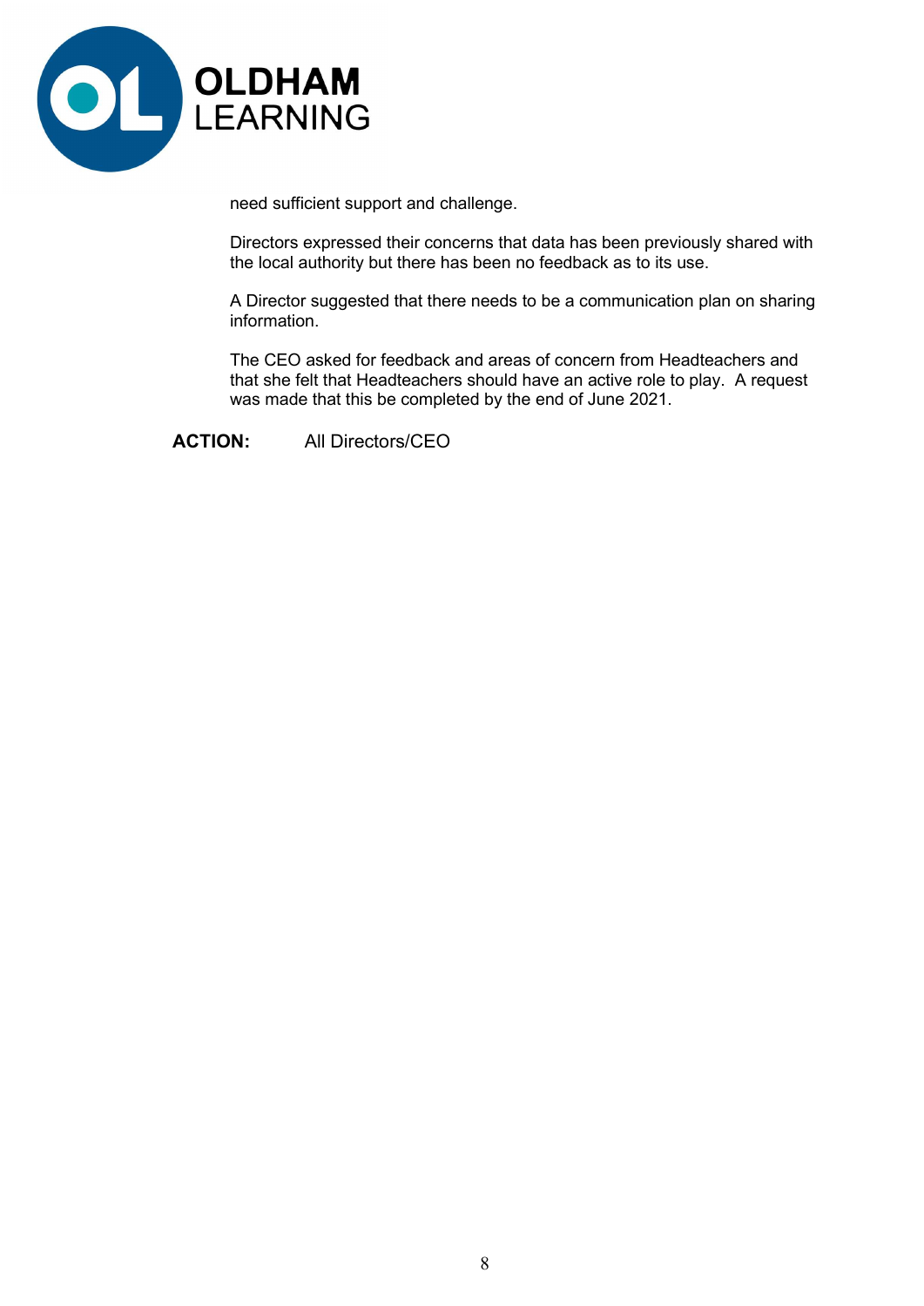need sufficient support and challenge.

Directors expressed their concerns that data has been previously shared with the local authority but there has been no feedback as to its use.

A Director suggested that there needs to be a communication plan on sharing information.

The CEO asked for feedback and areas of concern from Headteachers and that she felt that Headteachers should have an active role to play. A request was made that this be completed by the end of June 2021.

**ACTION:** All Directors/CEO